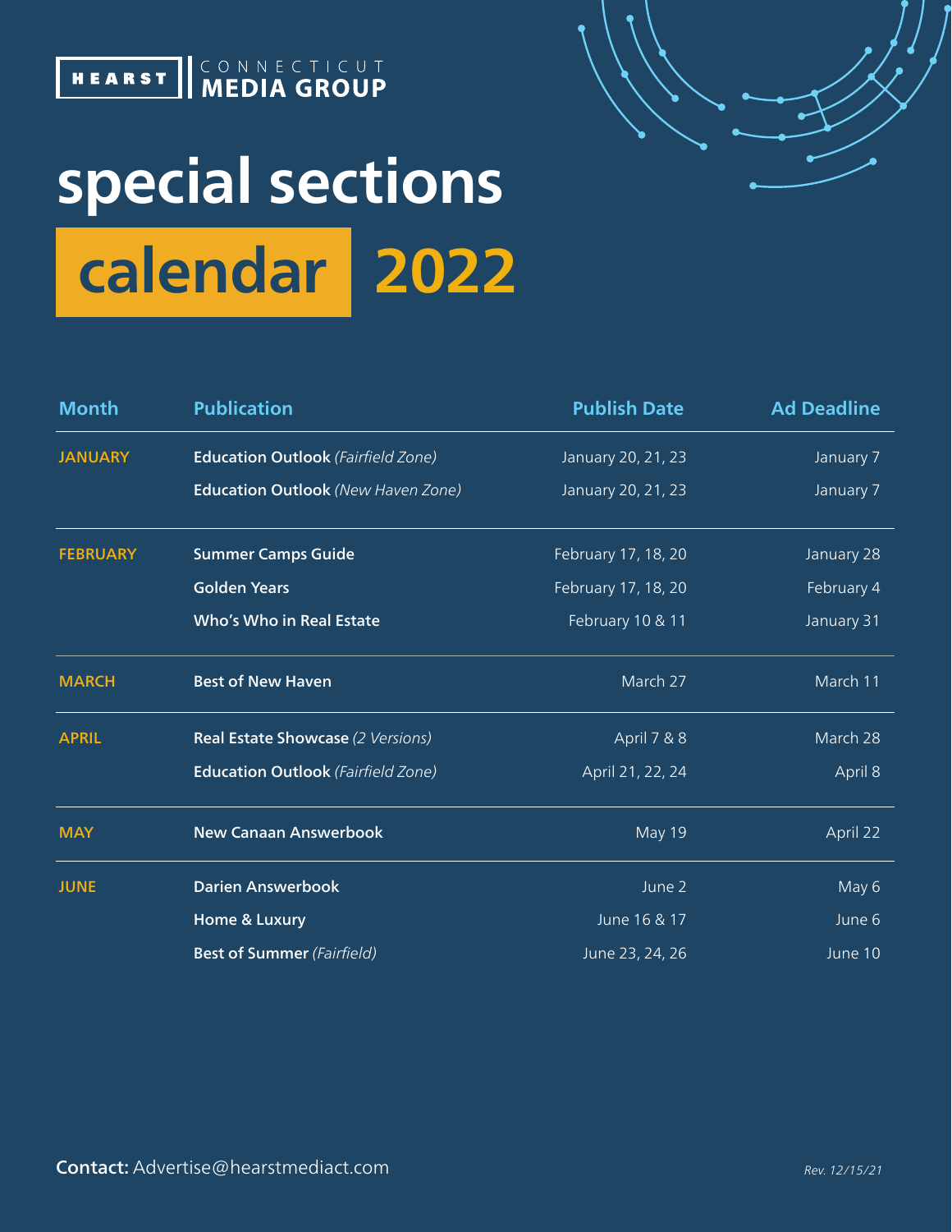HEARST | CONNECTICUT **MEDIA GROUP**

# special sections calendar 2022

| Month | Publication | Publish Date | Ad Deadline |
|---|---|---|---|
| **JANUARY** | **Education Outlook** *(Fairfield Zone)* | January 20, 21, 23 | January 7 |
| | **Education Outlook** *(New Haven Zone)* | January 20, 21, 23 | January 7 |
| **FEBRUARY** | **Summer Camps Guide** | February 17, 18, 20 | January 28 |
| | **Golden Years** | February 17, 18, 20 | February 4 |
| | **Who's Who in Real Estate** | February 10 & 11 | January 31 |
| **MARCH** | **Best of New Haven** | March 27 | March 11 |
| **APRIL** | **Real Estate Showcase** *(2 Versions)* | April 7 & 8 | March 28 |
| | **Education Outlook** *(Fairfield Zone)* | April 21, 22, 24 | April 8 |
| **MAY** | **New Canaan Answerbook** | May 19 | April 22 |
| **JUNE** | **Darien Answerbook** | June 2 | May 6 |
| | **Home & Luxury** | June 16 & 17 | June 6 |
| | **Best of Summer** *(Fairfield)* | June 23, 24, 26 | June 10 |

**Contact:** Advertise@hearstmediact.com

*Rev. 12/15/21*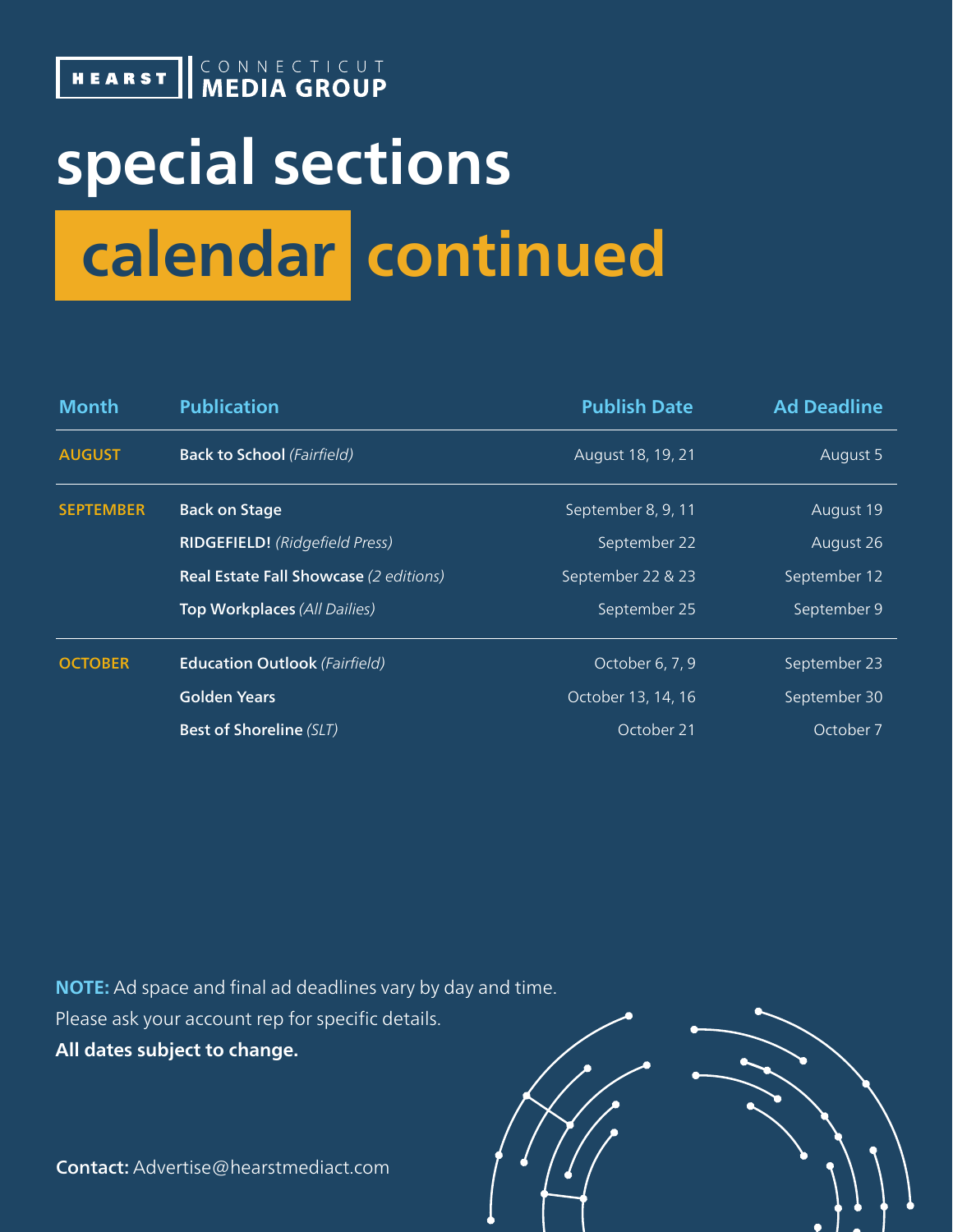HEARST | CONNECTICUT MEDIA GROUP

# special sections calendar continued

| Month | Publication | Publish Date | Ad Deadline |
|---|---|---|---|
| AUGUST | **Back to School** *(Fairfield)* | August 18, 19, 21 | August 5 |
| SEPTEMBER | **Back on Stage** | September 8, 9, 11 | August 19 |
| | **RIDGEFIELD!** *(Ridgefield Press)* | September 22 | August 26 |
| | **Real Estate Fall Showcase** *(2 editions)* | September 22 & 23 | September 12 |
| | **Top Workplaces** *(All Dailies)* | September 25 | September 9 |
| OCTOBER | **Education Outlook** *(Fairfield)* | October 6, 7, 9 | September 23 |
| | **Golden Years** | October 13, 14, 16 | September 30 |
| | **Best of Shoreline** *(SLT)* | October 21 | October 7 |

**NOTE:** Ad space and final ad deadlines vary by day and time.
Please ask your account rep for specific details.
**All dates subject to change.**

**Contact:** Advertise@hearstmediact.com